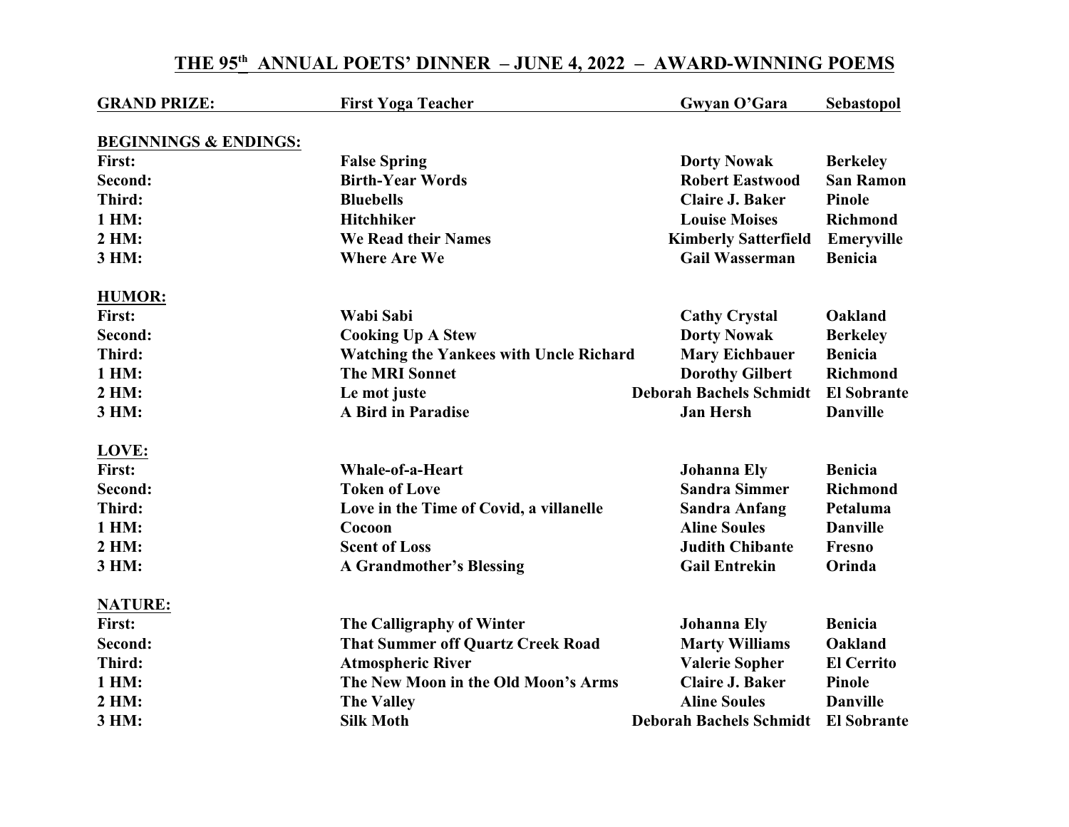# THE 95th ANNUAL POETS' DINNER – JUNE 4, 2022 – AWARD-WINNING POEMS

| | | | |
|---|---|---|---|
| **GRAND PRIZE:** | **First Yoga Teacher** | **Gwyan O'Gara** | **Sebastopol** |
| | | | |
| **BEGINNINGS & ENDINGS:** | | | |
| **First:** | **False Spring** | **Dorty Nowak** | **Berkeley** |
| **Second:** | **Birth-Year Words** | **Robert Eastwood** | **San Ramon** |
| **Third:** | **Bluebells** | **Claire J. Baker** | **Pinole** |
| **1 HM:** | **Hitchhiker** | **Louise Moises** | **Richmond** |
| **2 HM:** | **We Read their Names** | **Kimberly Satterfield** | **Emeryville** |
| **3 HM:** | **Where Are We** | **Gail Wasserman** | **Benicia** |
| | | | |
| **HUMOR:** | | | |
| **First:** | **Wabi Sabi** | **Cathy Crystal** | **Oakland** |
| **Second:** | **Cooking Up A Stew** | **Dorty Nowak** | **Berkeley** |
| **Third:** | **Watching the Yankees with Uncle Richard** | **Mary Eichbauer** | **Benicia** |
| **1 HM:** | **The MRI Sonnet** | **Dorothy Gilbert** | **Richmond** |
| **2 HM:** | **Le mot juste** | **Deborah Bachels Schmidt** | **El Sobrante** |
| **3 HM:** | **A Bird in Paradise** | **Jan Hersh** | **Danville** |
| | | | |
| **LOVE:** | | | |
| **First:** | **Whale-of-a-Heart** | **Johanna Ely** | **Benicia** |
| **Second:** | **Token of Love** | **Sandra Simmer** | **Richmond** |
| **Third:** | **Love in the Time of Covid, a villanelle** | **Sandra Anfang** | **Petaluma** |
| **1 HM:** | **Cocoon** | **Aline Soules** | **Danville** |
| **2 HM:** | **Scent of Loss** | **Judith Chibante** | **Fresno** |
| **3 HM:** | **A Grandmother's Blessing** | **Gail Entrekin** | **Orinda** |
| | | | |
| **NATURE:** | | | |
| **First:** | **The Calligraphy of Winter** | **Johanna Ely** | **Benicia** |
| **Second:** | **That Summer off Quartz Creek Road** | **Marty Williams** | **Oakland** |
| **Third:** | **Atmospheric River** | **Valerie Sopher** | **El Cerrito** |
| **1 HM:** | **The New Moon in the Old Moon's Arms** | **Claire J. Baker** | **Pinole** |
| **2 HM:** | **The Valley** | **Aline Soules** | **Danville** |
| **3 HM:** | **Silk Moth** | **Deborah Bachels Schmidt** | **El Sobrante** |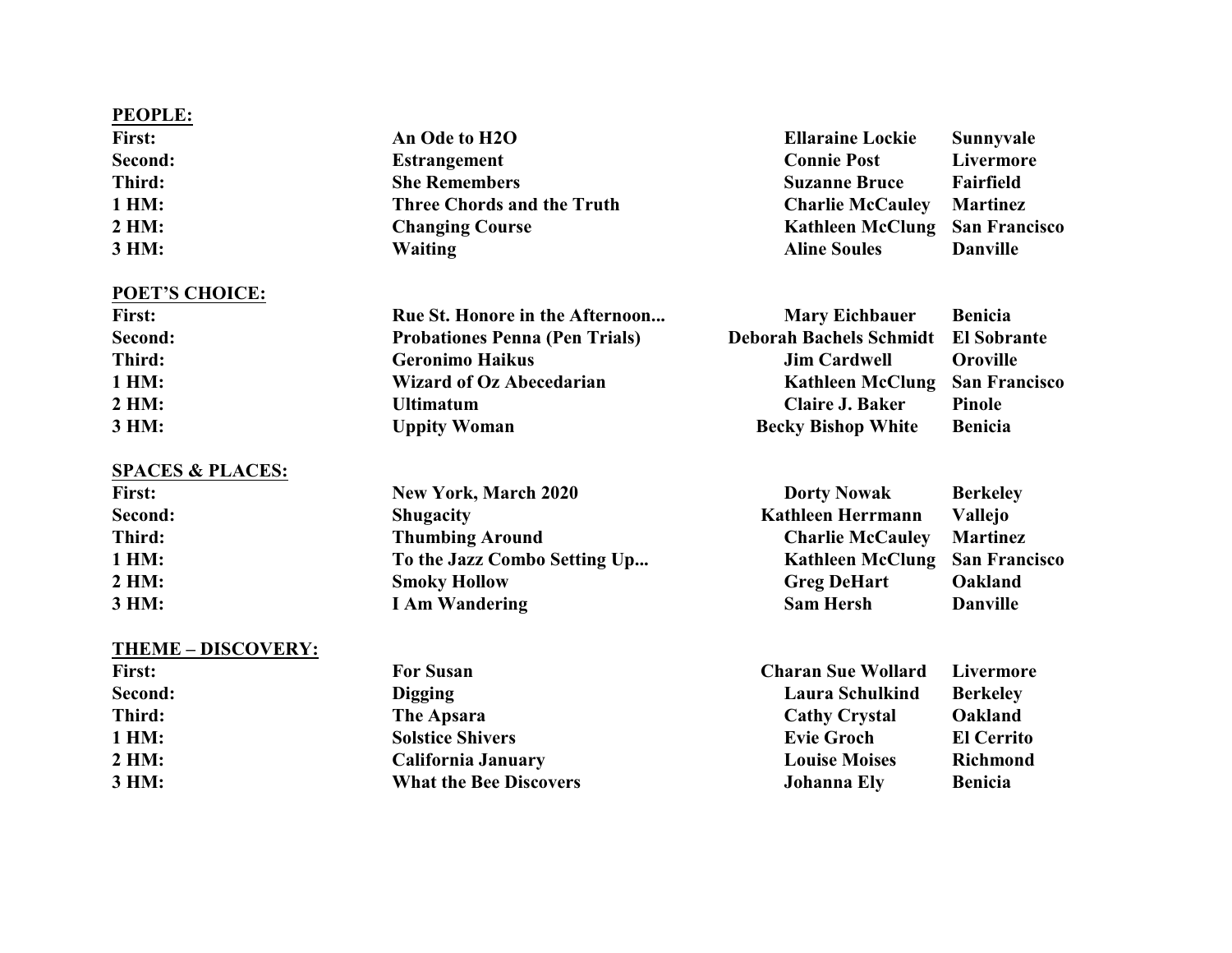**PEOPLE:**

| | | | |
|---|---|---|---|
| **First:** | **An Ode to H2O** | **Ellaraine Lockie** | **Sunnyvale** |
| **Second:** | **Estrangement** | **Connie Post** | **Livermore** |
| **Third:** | **She Remembers** | **Suzanne Bruce** | **Fairfield** |
| **1 HM:** | **Three Chords and the Truth** | **Charlie McCauley** | **Martinez** |
| **2 HM:** | **Changing Course** | **Kathleen McClung** | **San Francisco** |
| **3 HM:** | **Waiting** | **Aline Soules** | **Danville** |

**POET'S CHOICE:**

| | | | |
|---|---|---|---|
| **First:** | **Rue St. Honore in the Afternoon...** | **Mary Eichbauer** | **Benicia** |
| **Second:** | **Probationes Penna (Pen Trials)** | **Deborah Bachels Schmidt** | **El Sobrante** |
| **Third:** | **Geronimo Haikus** | **Jim Cardwell** | **Oroville** |
| **1 HM:** | **Wizard of Oz Abecedarian** | **Kathleen McClung** | **San Francisco** |
| **2 HM:** | **Ultimatum** | **Claire J. Baker** | **Pinole** |
| **3 HM:** | **Uppity Woman** | **Becky Bishop White** | **Benicia** |

**SPACES & PLACES:**

| | | | |
|---|---|---|---|
| **First:** | **New York, March 2020** | **Dorty Nowak** | **Berkeley** |
| **Second:** | **Shugacity** | **Kathleen Herrmann** | **Vallejo** |
| **Third:** | **Thumbing Around** | **Charlie McCauley** | **Martinez** |
| **1 HM:** | **To the Jazz Combo Setting Up...** | **Kathleen McClung** | **San Francisco** |
| **2 HM:** | **Smoky Hollow** | **Greg DeHart** | **Oakland** |
| **3 HM:** | **I Am Wandering** | **Sam Hersh** | **Danville** |

**THEME – DISCOVERY:**

| | | | |
|---|---|---|---|
| **First:** | **For Susan** | **Charan Sue Wollard** | **Livermore** |
| **Second:** | **Digging** | **Laura Schulkind** | **Berkeley** |
| **Third:** | **The Apsara** | **Cathy Crystal** | **Oakland** |
| **1 HM:** | **Solstice Shivers** | **Evie Groch** | **El Cerrito** |
| **2 HM:** | **California January** | **Louise Moises** | **Richmond** |
| **3 HM:** | **What the Bee Discovers** | **Johanna Ely** | **Benicia** |